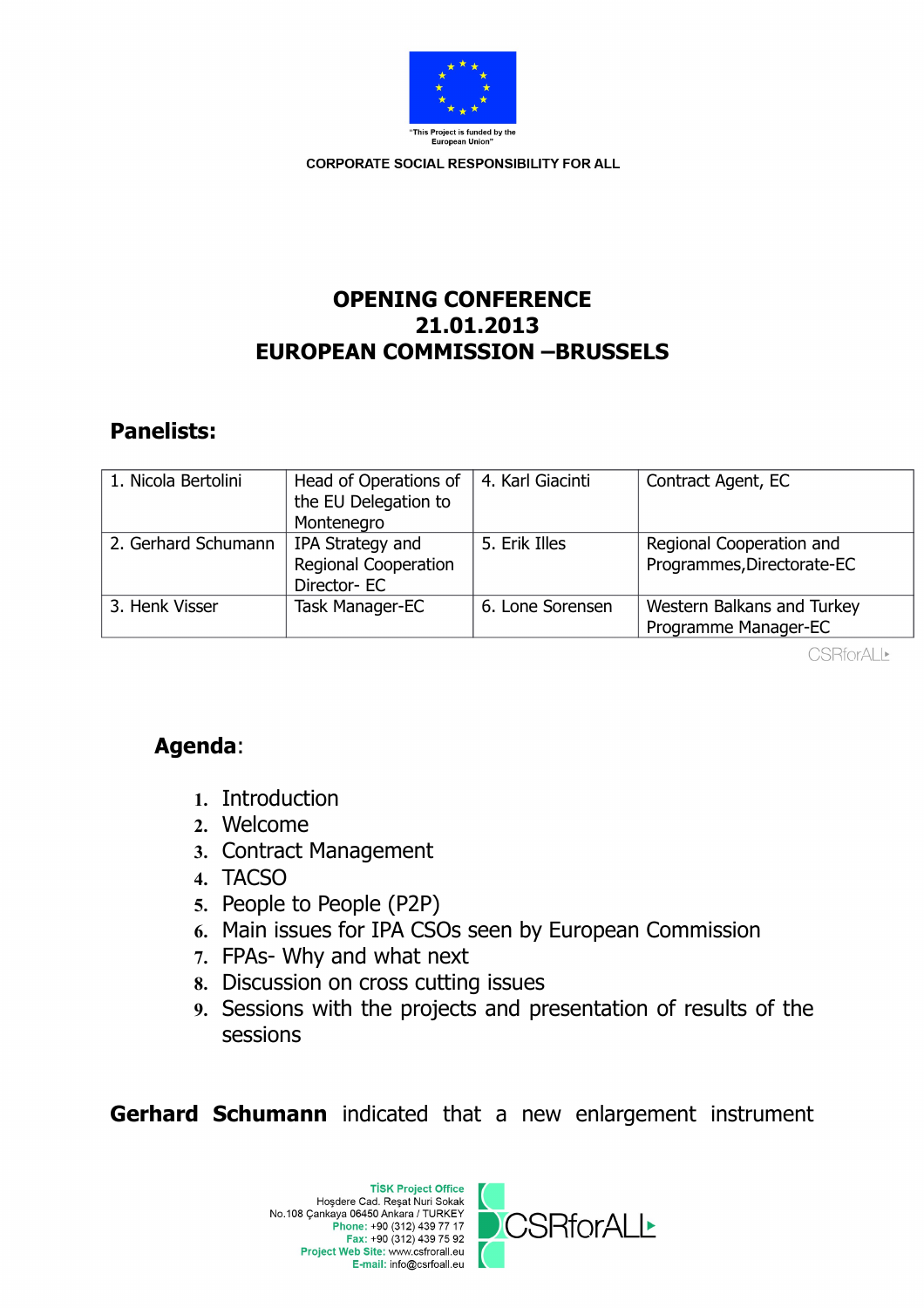"This Project is funded by the European Union"

CORPORATE SOCIAL RESPONSIBILITY FOR ALL

# OPENING CONFERENCE
# 21.01.2013
# EUROPEAN COMMISSION –BRUSSELS

## Panelists:

| | | | |
|---|---|---|---|
| 1. Nicola Bertolini | Head of Operations of the EU Delegation to Montenegro | 4. Karl Giacinti | Contract Agent, EC |
| 2. Gerhard Schumann | IPA Strategy and Regional Cooperation Director- EC | 5. Erik Illes | Regional Cooperation and Programmes,Directorate-EC |
| 3. Henk Visser | Task Manager-EC | 6. Lone Sorensen | Western Balkans and Turkey Programme Manager-EC |

## Agenda:

1. Introduction
2. Welcome
3. Contract Management
4. TACSO
5. People to People (P2P)
6. Main issues for IPA CSOs seen by European Commission
7. FPAs- Why and what next
8. Discussion on cross cutting issues
9. Sessions with the projects and presentation of results of the sessions

**Gerhard Schumann** indicated that a new enlargement instrument

TİSK Project Office
Hoşdere Cad. Reşat Nuri Sokak
No.108 Çankaya 06450 Ankara / TURKEY
Phone: +90 (312) 439 77 17
Fax: +90 (312) 439 75 92
Project Web Site: www.csrforall.eu
E-mail: info@csrfoall.eu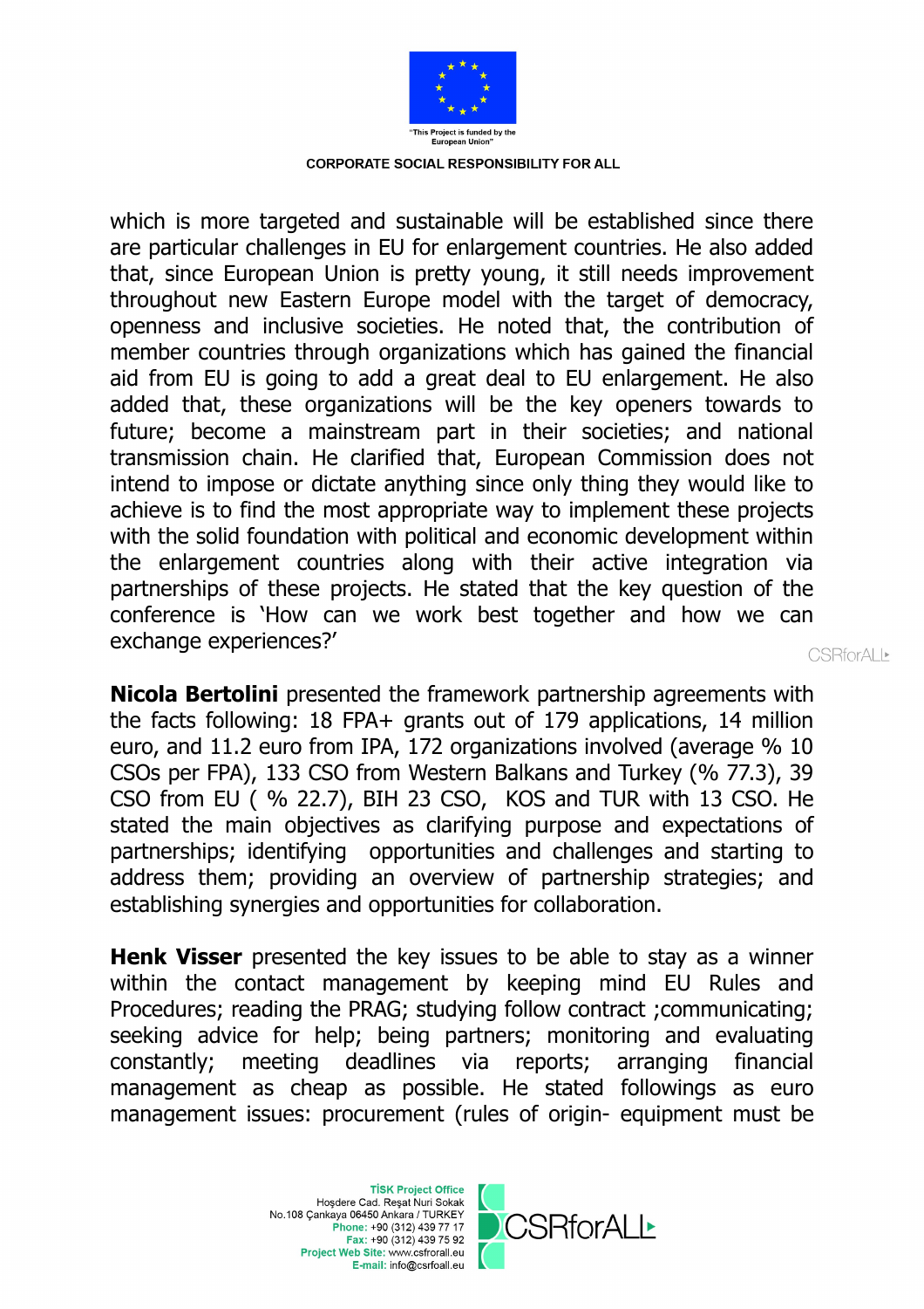which is more targeted and sustainable will be established since there are particular challenges in EU for enlargement countries. He also added that, since European Union is pretty young, it still needs improvement throughout new Eastern Europe model with the target of democracy, openness and inclusive societies. He noted that, the contribution of member countries through organizations which has gained the financial aid from EU is going to add a great deal to EU enlargement. He also added that, these organizations will be the key openers towards to future; become a mainstream part in their societies; and national transmission chain. He clarified that, European Commission does not intend to impose or dictate anything since only thing they would like to achieve is to find the most appropriate way to implement these projects with the solid foundation with political and economic development within the enlargement countries along with their active integration via partnerships of these projects. He stated that the key question of the conference is 'How can we work best together and how we can exchange experiences?'

**Nicola Bertolini** presented the framework partnership agreements with the facts following: 18 FPA+ grants out of 179 applications, 14 million euro, and 11.2 euro from IPA, 172 organizations involved (average % 10 CSOs per FPA), 133 CSO from Western Balkans and Turkey (% 77.3), 39 CSO from EU ( % 22.7), BIH 23 CSO, KOS and TUR with 13 CSO. He stated the main objectives as clarifying purpose and expectations of partnerships; identifying opportunities and challenges and starting to address them; providing an overview of partnership strategies; and establishing synergies and opportunities for collaboration.

**Henk Visser** presented the key issues to be able to stay as a winner within the contact management by keeping mind EU Rules and Procedures; reading the PRAG; studying follow contract ;communicating; seeking advice for help; being partners; monitoring and evaluating constantly; meeting deadlines via reports; arranging financial management as cheap as possible. He stated followings as euro management issues: procurement (rules of origin- equipment must be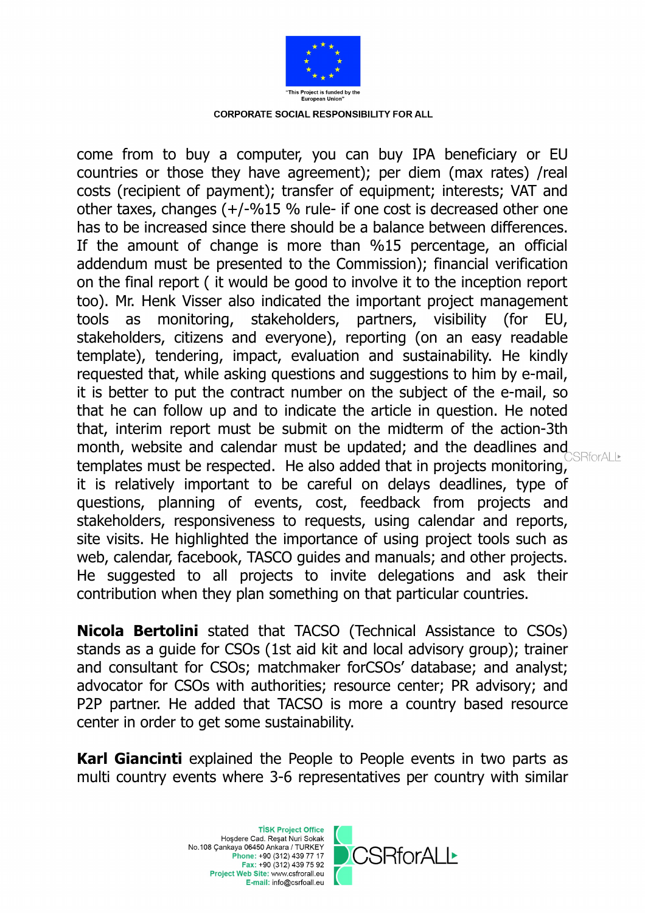come from to buy a computer, you can buy IPA beneficiary or EU countries or those they have agreement); per diem (max rates) /real costs (recipient of payment); transfer of equipment; interests; VAT and other taxes, changes (+/-%15 % rule- if one cost is decreased other one has to be increased since there should be a balance between differences. If the amount of change is more than %15 percentage, an official addendum must be presented to the Commission); financial verification on the final report ( it would be good to involve it to the inception report too). Mr. Henk Visser also indicated the important project management tools as monitoring, stakeholders, partners, visibility (for EU, stakeholders, citizens and everyone), reporting (on an easy readable template), tendering, impact, evaluation and sustainability. He kindly requested that, while asking questions and suggestions to him by e-mail, it is better to put the contract number on the subject of the e-mail, so that he can follow up and to indicate the article in question. He noted that, interim report must be submit on the midterm of the action-3th month, website and calendar must be updated; and the deadlines and templates must be respected. He also added that in projects monitoring, it is relatively important to be careful on delays deadlines, type of questions, planning of events, cost, feedback from projects and stakeholders, responsiveness to requests, using calendar and reports, site visits. He highlighted the importance of using project tools such as web, calendar, facebook, TASCO guides and manuals; and other projects. He suggested to all projects to invite delegations and ask their contribution when they plan something on that particular countries.

**Nicola Bertolini** stated that TACSO (Technical Assistance to CSOs) stands as a guide for CSOs (1st aid kit and local advisory group); trainer and consultant for CSOs; matchmaker forCSOs' database; and analyst; advocator for CSOs with authorities; resource center; PR advisory; and P2P partner. He added that TACSO is more a country based resource center in order to get some sustainability.

**Karl Giancinti** explained the People to People events in two parts as multi country events where 3-6 representatives per country with similar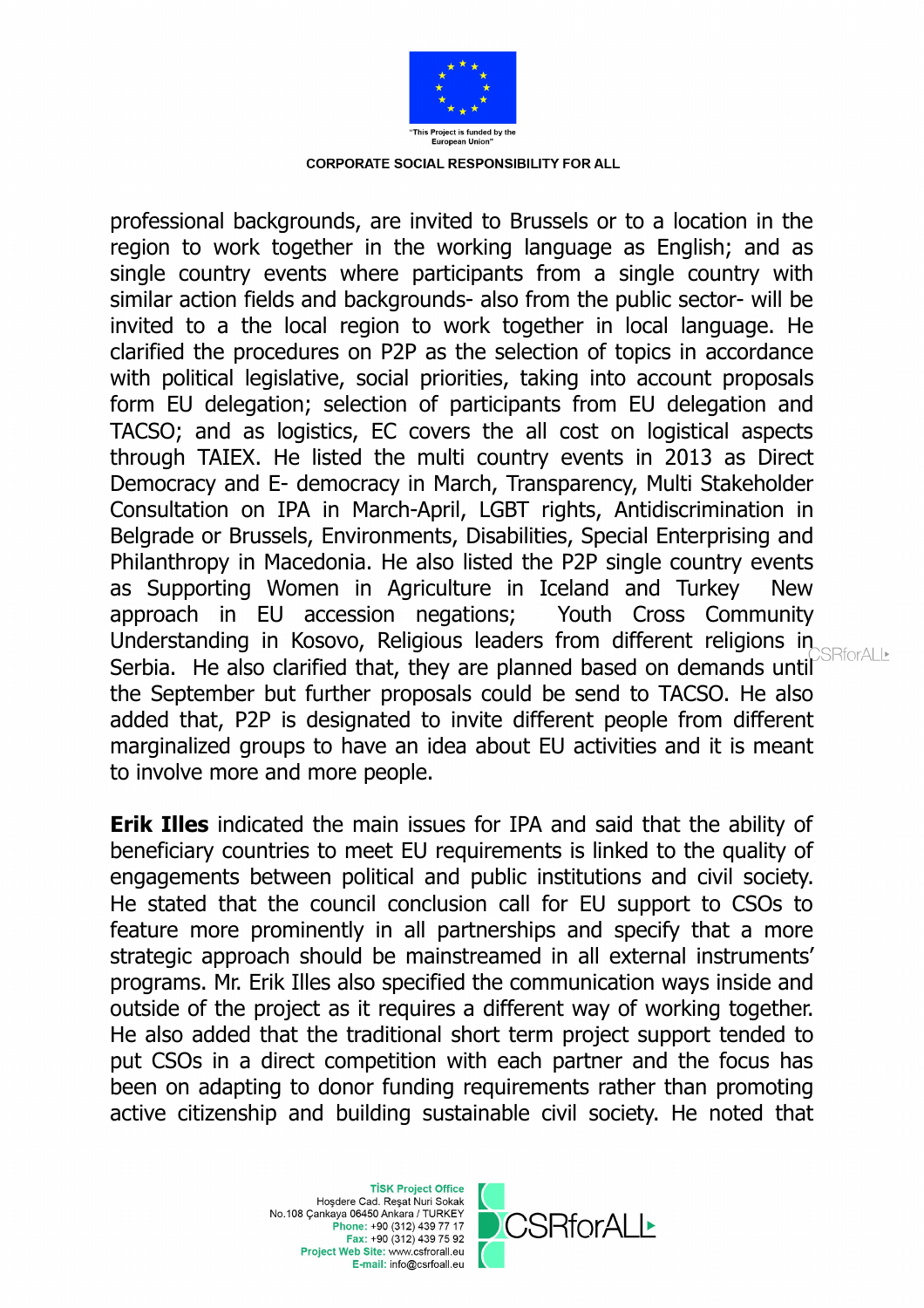professional backgrounds, are invited to Brussels or to a location in the region to work together in the working language as English; and as single country events where participants from a single country with similar action fields and backgrounds- also from the public sector- will be invited to a the local region to work together in local language. He clarified the procedures on P2P as the selection of topics in accordance with political legislative, social priorities, taking into account proposals form EU delegation; selection of participants from EU delegation and TACSO; and as logistics, EC covers the all cost on logistical aspects through TAIEX. He listed the multi country events in 2013 as Direct Democracy and E- democracy in March, Transparency, Multi Stakeholder Consultation on IPA in March-April, LGBT rights, Antidiscrimination in Belgrade or Brussels, Environments, Disabilities, Special Enterprising and Philanthropy in Macedonia. He also listed the P2P single country events as Supporting Women in Agriculture in Iceland and Turkey New approach in EU accession negations; Youth Cross Community Understanding in Kosovo, Religious leaders from different religions in Serbia. He also clarified that, they are planned based on demands until the September but further proposals could be send to TACSO. He also added that, P2P is designated to invite different people from different marginalized groups to have an idea about EU activities and it is meant to involve more and more people.

**Erik Illes** indicated the main issues for IPA and said that the ability of beneficiary countries to meet EU requirements is linked to the quality of engagements between political and public institutions and civil society. He stated that the council conclusion call for EU support to CSOs to feature more prominently in all partnerships and specify that a more strategic approach should be mainstreamed in all external instruments' programs. Mr. Erik Illes also specified the communication ways inside and outside of the project as it requires a different way of working together. He also added that the traditional short term project support tended to put CSOs in a direct competition with each partner and the focus has been on adapting to donor funding requirements rather than promoting active citizenship and building sustainable civil society. He noted that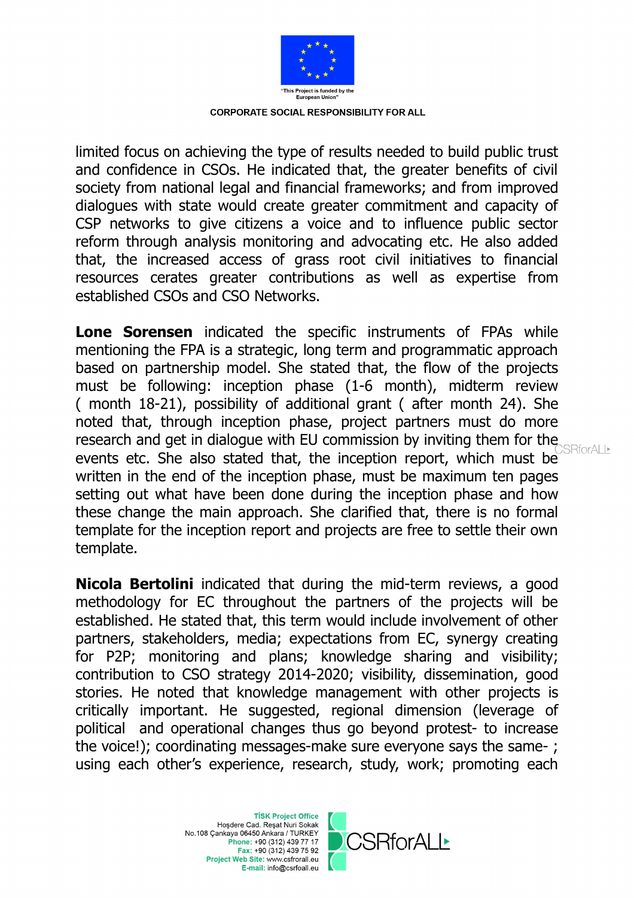limited focus on achieving the type of results needed to build public trust and confidence in CSOs. He indicated that, the greater benefits of civil society from national legal and financial frameworks; and from improved dialogues with state would create greater commitment and capacity of CSP networks to give citizens a voice and to influence public sector reform through analysis monitoring and advocating etc. He also added that, the increased access of grass root civil initiatives to financial resources cerates greater contributions as well as expertise from established CSOs and CSO Networks.

**Lone Sorensen** indicated the specific instruments of FPAs while mentioning the FPA is a strategic, long term and programmatic approach based on partnership model. She stated that, the flow of the projects must be following: inception phase (1-6 month), midterm review ( month 18-21), possibility of additional grant ( after month 24). She noted that, through inception phase, project partners must do more research and get in dialogue with EU commission by inviting them for the events etc. She also stated that, the inception report, which must be written in the end of the inception phase, must be maximum ten pages setting out what have been done during the inception phase and how these change the main approach. She clarified that, there is no formal template for the inception report and projects are free to settle their own template.

**Nicola Bertolini** indicated that during the mid-term reviews, a good methodology for EC throughout the partners of the projects will be established. He stated that, this term would include involvement of other partners, stakeholders, media; expectations from EC, synergy creating for P2P; monitoring and plans; knowledge sharing and visibility; contribution to CSO strategy 2014-2020; visibility, dissemination, good stories. He noted that knowledge management with other projects is critically important. He suggested, regional dimension (leverage of political and operational changes thus go beyond protest- to increase the voice!); coordinating messages-make sure everyone says the same- ; using each other's experience, research, study, work; promoting each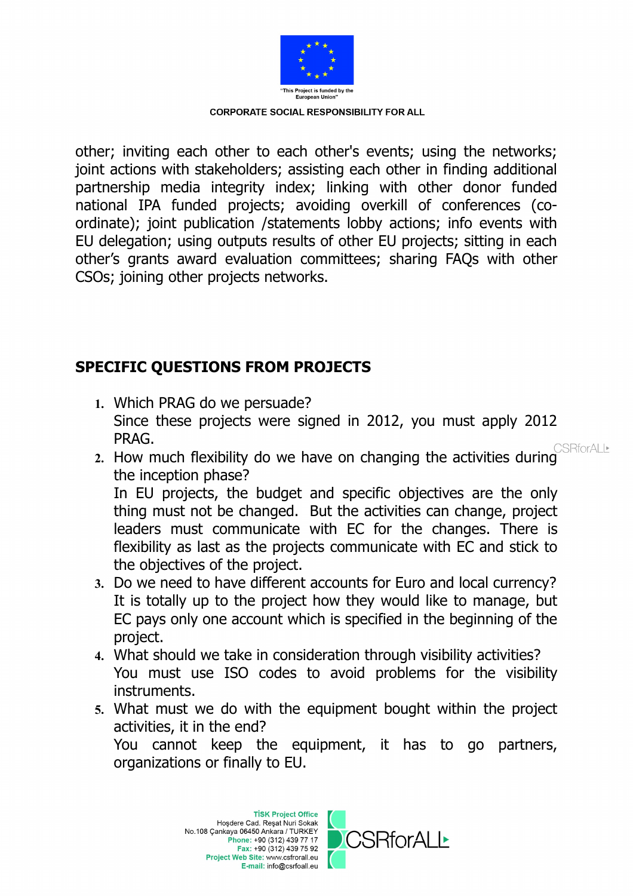other; inviting each other to each other's events; using the networks; joint actions with stakeholders; assisting each other in finding additional partnership media integrity index; linking with other donor funded national IPA funded projects; avoiding overkill of conferences (co-ordinate); joint publication /statements lobby actions; info events with EU delegation; using outputs results of other EU projects; sitting in each other's grants award evaluation committees; sharing FAQs with other CSOs; joining other projects networks.

## SPECIFIC QUESTIONS FROM PROJECTS

1. Which PRAG do we persuade?
   Since these projects were signed in 2012, you must apply 2012 PRAG.
2. How much flexibility do we have on changing the activities during the inception phase?
   In EU projects, the budget and specific objectives are the only thing must not be changed. But the activities can change, project leaders must communicate with EC for the changes. There is flexibility as last as the projects communicate with EC and stick to the objectives of the project.
3. Do we need to have different accounts for Euro and local currency?
   It is totally up to the project how they would like to manage, but EC pays only one account which is specified in the beginning of the project.
4. What should we take in consideration through visibility activities?
   You must use ISO codes to avoid problems for the visibility instruments.
5. What must we do with the equipment bought within the project activities, it in the end?
   You cannot keep the equipment, it has to go partners, organizations or finally to EU.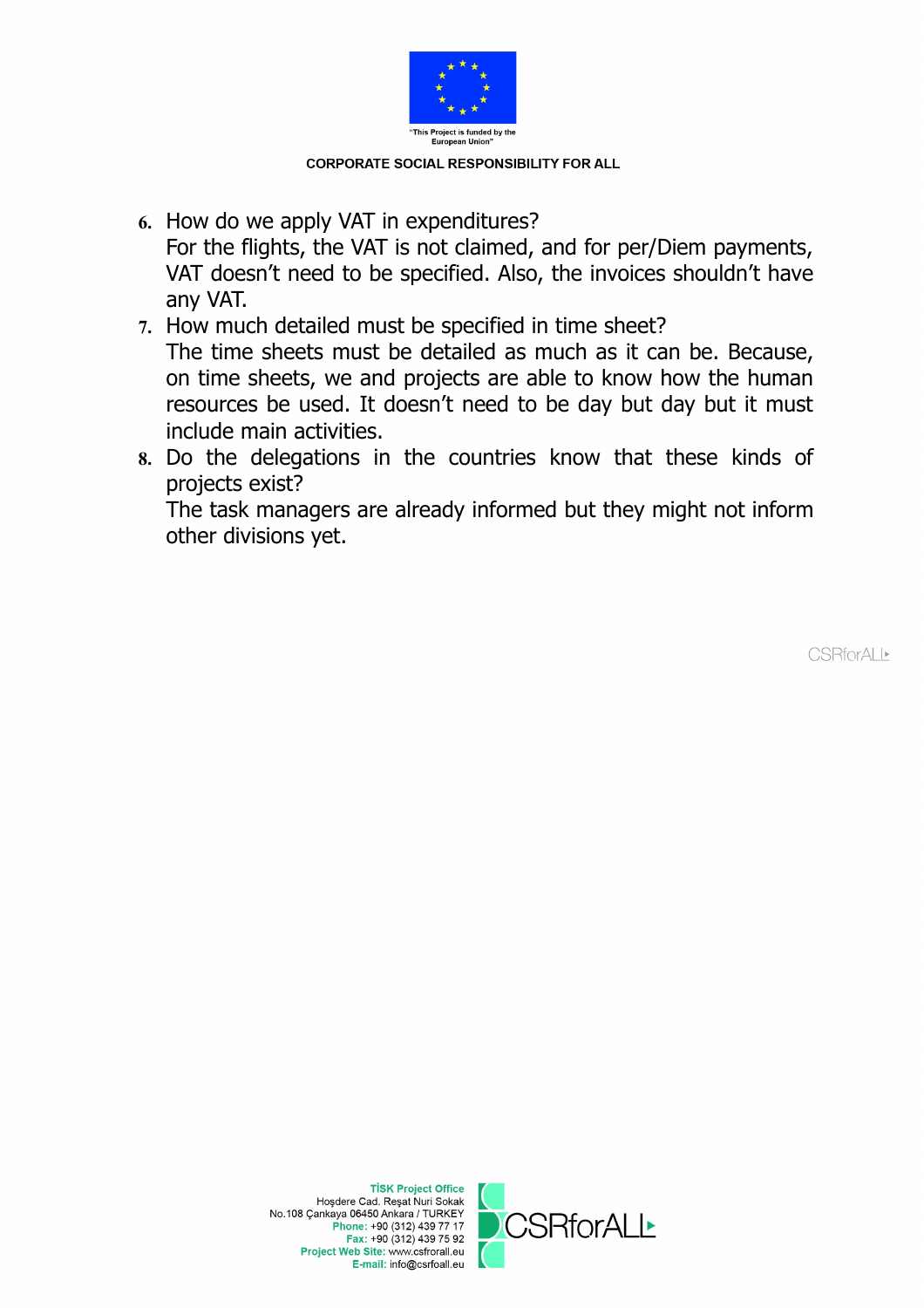6. How do we apply VAT in expenditures?
   For the flights, the VAT is not claimed, and for per/Diem payments, VAT doesn't need to be specified. Also, the invoices shouldn't have any VAT.
7. How much detailed must be specified in time sheet?
   The time sheets must be detailed as much as it can be. Because, on time sheets, we and projects are able to know how the human resources be used. It doesn't need to be day but day but it must include main activities.
8. Do the delegations in the countries know that these kinds of projects exist?
   The task managers are already informed but they might not inform other divisions yet.